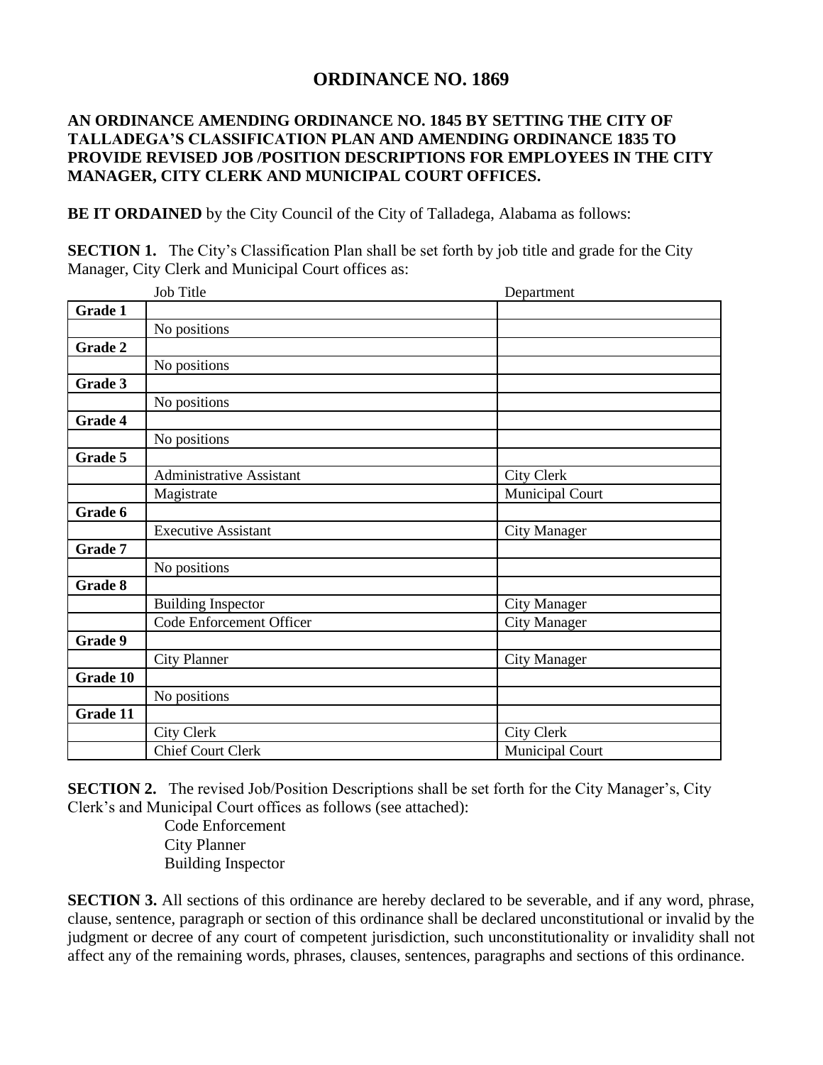# ORDINANCE NO. 1869

**AN ORDINANCE AMENDING ORDINANCE NO. 1845 BY SETTING THE CITY OF TALLADEGA'S CLASSIFICATION PLAN AND AMENDING ORDINANCE 1835 TO PROVIDE REVISED JOB /POSITION DESCRIPTIONS FOR EMPLOYEES IN THE CITY MANAGER, CITY CLERK AND MUNICIPAL COURT OFFICES.**

**BE IT ORDAINED** by the City Council of the City of Talladega, Alabama as follows:

**SECTION 1.** The City's Classification Plan shall be set forth by job title and grade for the City Manager, City Clerk and Municipal Court offices as:

| | Job Title | Department |
|---|---|---|
| **Grade 1** | | |
| | No positions | |
| **Grade 2** | | |
| | No positions | |
| **Grade 3** | | |
| | No positions | |
| **Grade 4** | | |
| | No positions | |
| **Grade 5** | | |
| | Administrative Assistant | City Clerk |
| | Magistrate | Municipal Court |
| **Grade 6** | | |
| | Executive Assistant | City Manager |
| **Grade 7** | | |
| | No positions | |
| **Grade 8** | | |
| | Building Inspector | City Manager |
| | Code Enforcement Officer | City Manager |
| **Grade 9** | | |
| | City Planner | City Manager |
| **Grade 10** | | |
| | No positions | |
| **Grade 11** | | |
| | City Clerk | City Clerk |
| | Chief Court Clerk | Municipal Court |

**SECTION 2.** The revised Job/Position Descriptions shall be set forth for the City Manager's, City Clerk's and Municipal Court offices as follows (see attached):

Code Enforcement
City Planner
Building Inspector

**SECTION 3.** All sections of this ordinance are hereby declared to be severable, and if any word, phrase, clause, sentence, paragraph or section of this ordinance shall be declared unconstitutional or invalid by the judgment or decree of any court of competent jurisdiction, such unconstitutionality or invalidity shall not affect any of the remaining words, phrases, clauses, sentences, paragraphs and sections of this ordinance.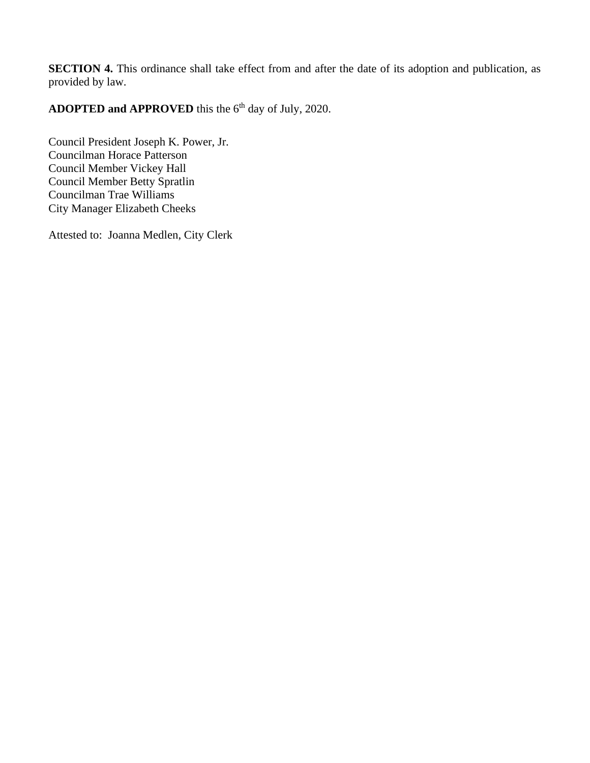**SECTION 4.** This ordinance shall take effect from and after the date of its adoption and publication, as provided by law.

**ADOPTED and APPROVED** this the 6th day of July, 2020.

Council President Joseph K. Power, Jr.
Councilman Horace Patterson
Council Member Vickey Hall
Council Member Betty Spratlin
Councilman Trae Williams
City Manager Elizabeth Cheeks

Attested to: Joanna Medlen, City Clerk